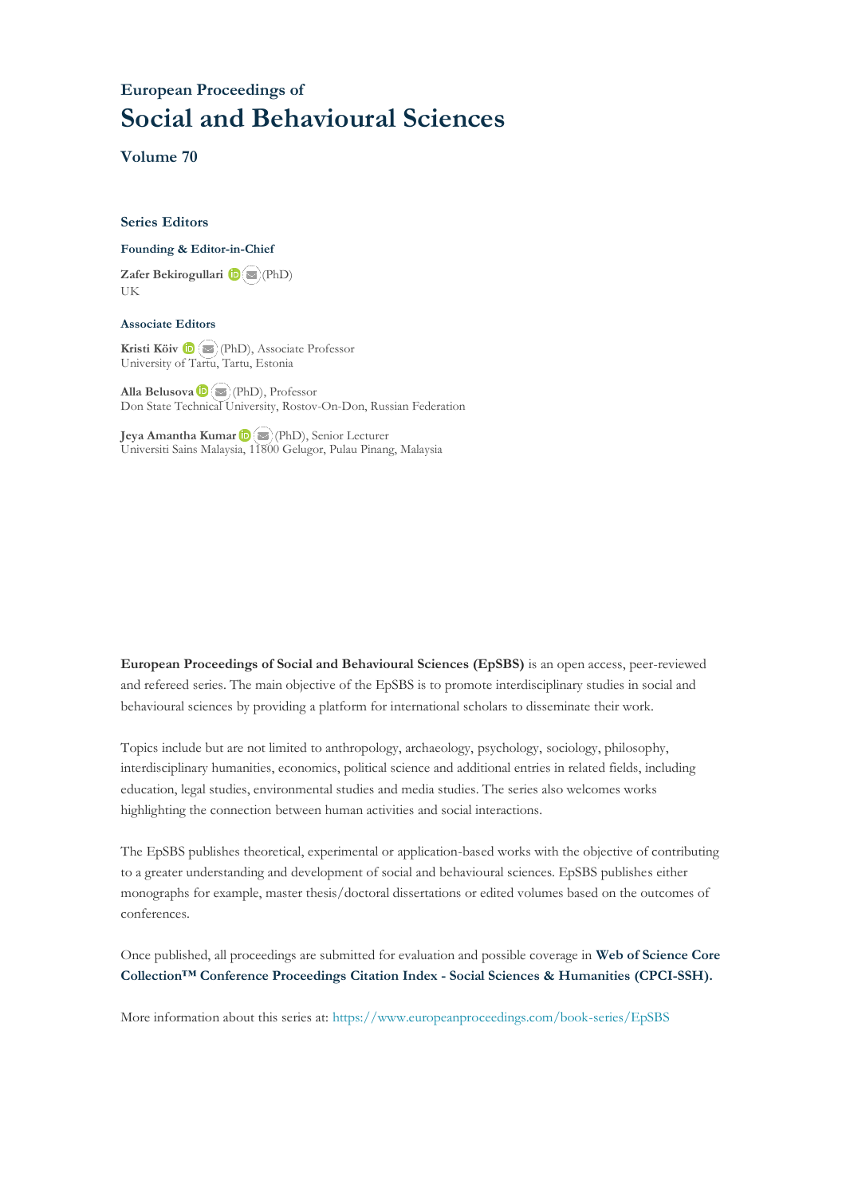European Proceedings of

# Social and Behavioural Sciences

## Volume 70

### Series Editors

**Founding & Editor-in-Chief**

**Zafer Bekirogullari** (PhD)
UK

**Associate Editors**

**Kristi Köiv** (PhD), Associate Professor
University of Tartu, Tartu, Estonia

**Alla Belusova** (PhD), Professor
Don State Technical University, Rostov-On-Don, Russian Federation

**Jeya Amantha Kumar** (PhD), Senior Lecturer
Universiti Sains Malaysia, 11800 Gelugor, Pulau Pinang, Malaysia

**European Proceedings of Social and Behavioural Sciences (EpSBS)** is an open access, peer-reviewed and refereed series. The main objective of the EpSBS is to promote interdisciplinary studies in social and behavioural sciences by providing a platform for international scholars to disseminate their work.

Topics include but are not limited to anthropology, archaeology, psychology, sociology, philosophy, interdisciplinary humanities, economics, political science and additional entries in related fields, including education, legal studies, environmental studies and media studies. The series also welcomes works highlighting the connection between human activities and social interactions.

The EpSBS publishes theoretical, experimental or application-based works with the objective of contributing to a greater understanding and development of social and behavioural sciences. EpSBS publishes either monographs for example, master thesis/doctoral dissertations or edited volumes based on the outcomes of conferences.

Once published, all proceedings are submitted for evaluation and possible coverage in **Web of Science Core Collection™ Conference Proceedings Citation Index - Social Sciences & Humanities (CPCI-SSH).**

More information about this series at: https://www.europeanproceedings.com/book-series/EpSBS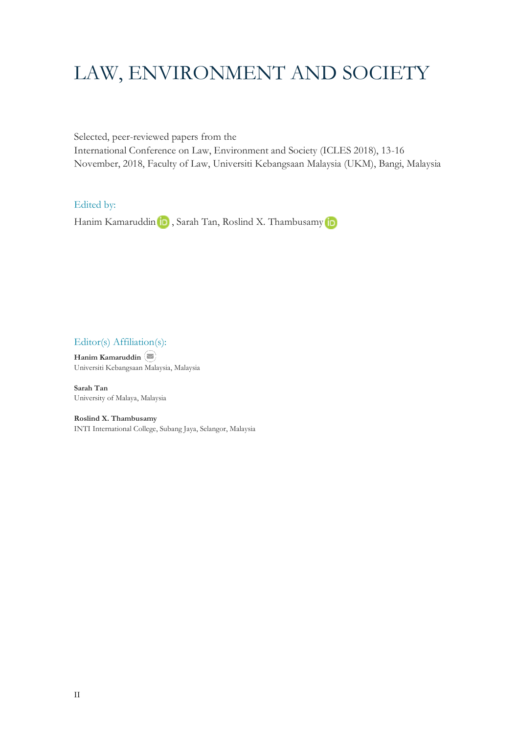# LAW, ENVIRONMENT AND SOCIETY

Selected, peer-reviewed papers from the
International Conference on Law, Environment and Society (ICLES 2018), 13-16 November, 2018, Faculty of Law, Universiti Kebangsaan Malaysia (UKM), Bangi, Malaysia

## Edited by:

Hanim Kamaruddin, Sarah Tan, Roslind X. Thambusamy

## Editor(s) Affiliation(s):

**Hanim Kamaruddin**
Universiti Kebangsaan Malaysia, Malaysia

**Sarah Tan**
University of Malaya, Malaysia

**Roslind X. Thambusamy**
INTI International College, Subang Jaya, Selangor, Malaysia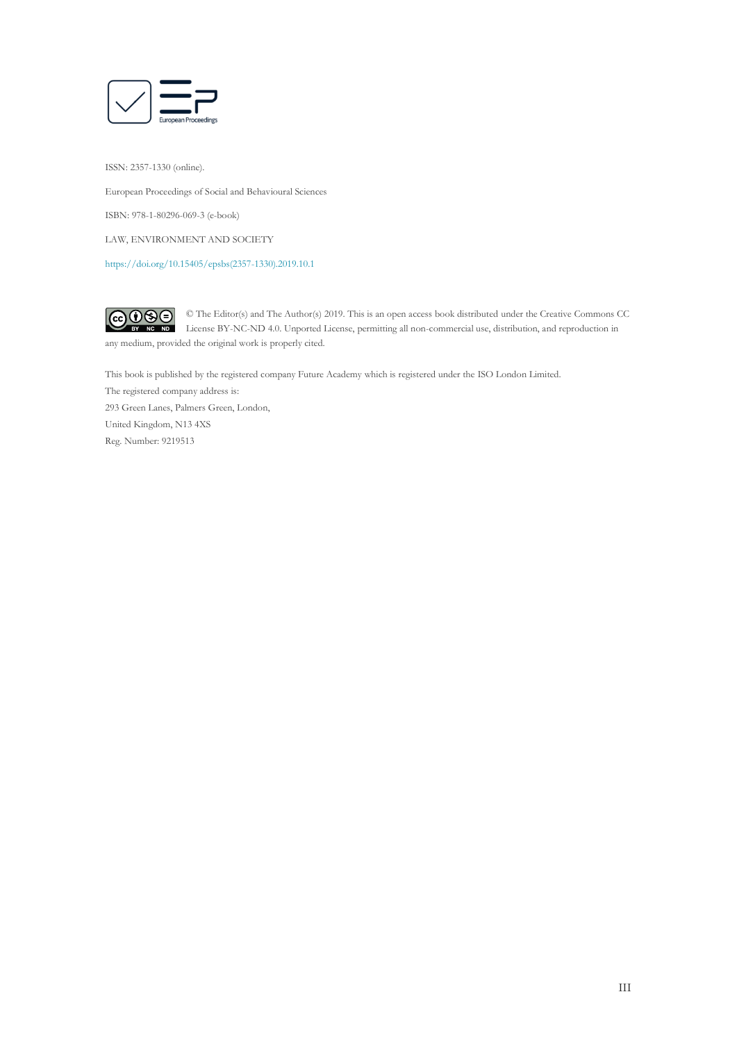ISSN: 2357-1330 (online).

European Proceedings of Social and Behavioural Sciences

ISBN: 978-1-80296-069-3 (e-book)

LAW, ENVIRONMENT AND SOCIETY

https://doi.org/10.15405/epsbs(2357-1330).2019.10.1

© The Editor(s) and The Author(s) 2019. This is an open access book distributed under the Creative Commons CC License BY-NC-ND 4.0. Unported License, permitting all non-commercial use, distribution, and reproduction in any medium, provided the original work is properly cited.

This book is published by the registered company Future Academy which is registered under the ISO London Limited.
The registered company address is:
293 Green Lanes, Palmers Green, London,
United Kingdom, N13 4XS
Reg. Number: 9219513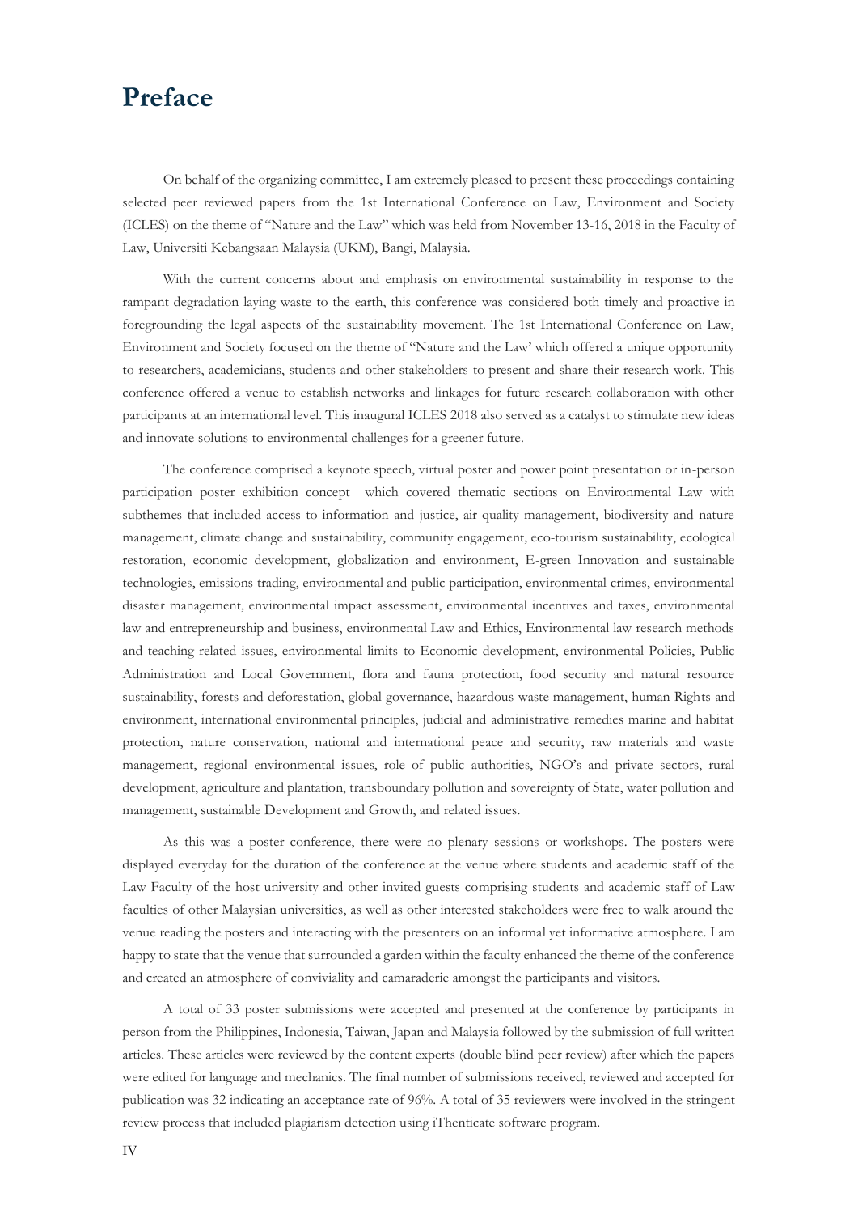# Preface

On behalf of the organizing committee, I am extremely pleased to present these proceedings containing selected peer reviewed papers from the 1st International Conference on Law, Environment and Society (ICLES) on the theme of "Nature and the Law" which was held from November 13-16, 2018 in the Faculty of Law, Universiti Kebangsaan Malaysia (UKM), Bangi, Malaysia.

With the current concerns about and emphasis on environmental sustainability in response to the rampant degradation laying waste to the earth, this conference was considered both timely and proactive in foregrounding the legal aspects of the sustainability movement. The 1st International Conference on Law, Environment and Society focused on the theme of "Nature and the Law' which offered a unique opportunity to researchers, academicians, students and other stakeholders to present and share their research work. This conference offered a venue to establish networks and linkages for future research collaboration with other participants at an international level. This inaugural ICLES 2018 also served as a catalyst to stimulate new ideas and innovate solutions to environmental challenges for a greener future.

The conference comprised a keynote speech, virtual poster and power point presentation or in-person participation poster exhibition concept which covered thematic sections on Environmental Law with subthemes that included access to information and justice, air quality management, biodiversity and nature management, climate change and sustainability, community engagement, eco-tourism sustainability, ecological restoration, economic development, globalization and environment, E-green Innovation and sustainable technologies, emissions trading, environmental and public participation, environmental crimes, environmental disaster management, environmental impact assessment, environmental incentives and taxes, environmental law and entrepreneurship and business, environmental Law and Ethics, Environmental law research methods and teaching related issues, environmental limits to Economic development, environmental Policies, Public Administration and Local Government, flora and fauna protection, food security and natural resource sustainability, forests and deforestation, global governance, hazardous waste management, human Rights and environment, international environmental principles, judicial and administrative remedies marine and habitat protection, nature conservation, national and international peace and security, raw materials and waste management, regional environmental issues, role of public authorities, NGO's and private sectors, rural development, agriculture and plantation, transboundary pollution and sovereignty of State, water pollution and management, sustainable Development and Growth, and related issues.

As this was a poster conference, there were no plenary sessions or workshops. The posters were displayed everyday for the duration of the conference at the venue where students and academic staff of the Law Faculty of the host university and other invited guests comprising students and academic staff of Law faculties of other Malaysian universities, as well as other interested stakeholders were free to walk around the venue reading the posters and interacting with the presenters on an informal yet informative atmosphere. I am happy to state that the venue that surrounded a garden within the faculty enhanced the theme of the conference and created an atmosphere of conviviality and camaraderie amongst the participants and visitors.

A total of 33 poster submissions were accepted and presented at the conference by participants in person from the Philippines, Indonesia, Taiwan, Japan and Malaysia followed by the submission of full written articles. These articles were reviewed by the content experts (double blind peer review) after which the papers were edited for language and mechanics. The final number of submissions received, reviewed and accepted for publication was 32 indicating an acceptance rate of 96%. A total of 35 reviewers were involved in the stringent review process that included plagiarism detection using iThenticate software program.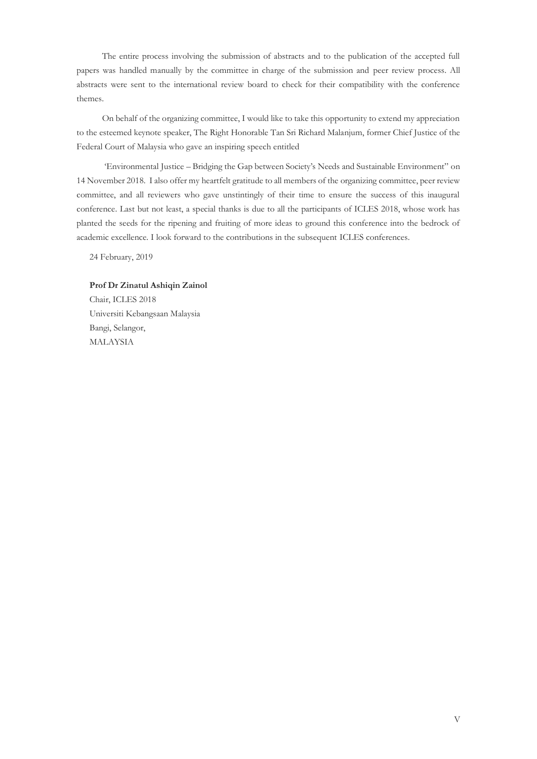The entire process involving the submission of abstracts and to the publication of the accepted full papers was handled manually by the committee in charge of the submission and peer review process. All abstracts were sent to the international review board to check for their compatibility with the conference themes.

On behalf of the organizing committee, I would like to take this opportunity to extend my appreciation to the esteemed keynote speaker, The Right Honorable Tan Sri Richard Malanjum, former Chief Justice of the Federal Court of Malaysia who gave an inspiring speech entitled

'Environmental Justice – Bridging the Gap between Society's Needs and Sustainable Environment" on 14 November 2018. I also offer my heartfelt gratitude to all members of the organizing committee, peer review committee, and all reviewers who gave unstintingly of their time to ensure the success of this inaugural conference. Last but not least, a special thanks is due to all the participants of ICLES 2018, whose work has planted the seeds for the ripening and fruiting of more ideas to ground this conference into the bedrock of academic excellence. I look forward to the contributions in the subsequent ICLES conferences.

24 February, 2019

**Prof Dr Zinatul Ashiqin Zainol**
Chair, ICLES 2018
Universiti Kebangsaan Malaysia
Bangi, Selangor,
MALAYSIA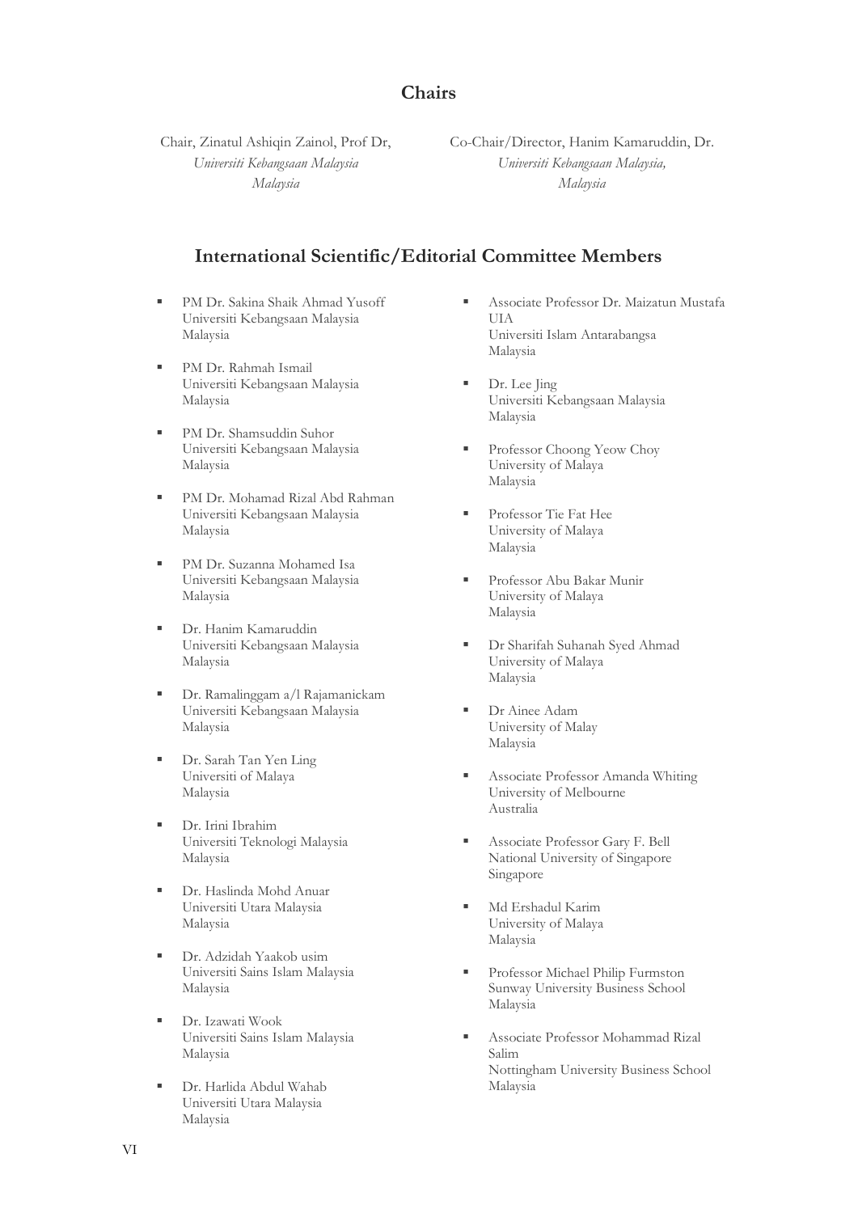## Chairs

Chair, Zinatul Ashiqin Zainol, Prof Dr,
*Universiti Kebangsaan Malaysia*
*Malaysia*

Co-Chair/Director, Hanim Kamaruddin, Dr.
*Universiti Kebangsaan Malaysia,*
*Malaysia*

## International Scientific/Editorial Committee Members

- PM Dr. Sakina Shaik Ahmad Yusoff
  Universiti Kebangsaan Malaysia
  Malaysia

- PM Dr. Rahmah Ismail
  Universiti Kebangsaan Malaysia
  Malaysia

- PM Dr. Shamsuddin Suhor
  Universiti Kebangsaan Malaysia
  Malaysia

- PM Dr. Mohamad Rizal Abd Rahman
  Universiti Kebangsaan Malaysia
  Malaysia

- PM Dr. Suzanna Mohamed Isa
  Universiti Kebangsaan Malaysia
  Malaysia

- Dr. Hanim Kamaruddin
  Universiti Kebangsaan Malaysia
  Malaysia

- Dr. Ramalinggam a/l Rajamanickam
  Universiti Kebangsaan Malaysia
  Malaysia

- Dr. Sarah Tan Yen Ling
  Universiti of Malaya
  Malaysia

- Dr. Irini Ibrahim
  Universiti Teknologi Malaysia
  Malaysia

- Dr. Haslinda Mohd Anuar
  Universiti Utara Malaysia
  Malaysia

- Dr. Adzidah Yaakob usim
  Universiti Sains Islam Malaysia
  Malaysia

- Dr. Izawati Wook
  Universiti Sains Islam Malaysia
  Malaysia

- Dr. Harlida Abdul Wahab
  Universiti Utara Malaysia
  Malaysia

- Associate Professor Dr. Maizatun Mustafa
  UIA
  Universiti Islam Antarabangsa
  Malaysia

- Dr. Lee Jing
  Universiti Kebangsaan Malaysia
  Malaysia

- Professor Choong Yeow Choy
  University of Malaya
  Malaysia

- Professor Tie Fat Hee
  University of Malaya
  Malaysia

- Professor Abu Bakar Munir
  University of Malaya
  Malaysia

- Dr Sharifah Suhanah Syed Ahmad
  University of Malaya
  Malaysia

- Dr Ainee Adam
  University of Malay
  Malaysia

- Associate Professor Amanda Whiting
  University of Melbourne
  Australia

- Associate Professor Gary F. Bell
  National University of Singapore
  Singapore

- Md Ershadul Karim
  University of Malaya
  Malaysia

- Professor Michael Philip Furmston
  Sunway University Business School
  Malaysia

- Associate Professor Mohammad Rizal Salim
  Nottingham University Business School
  Malaysia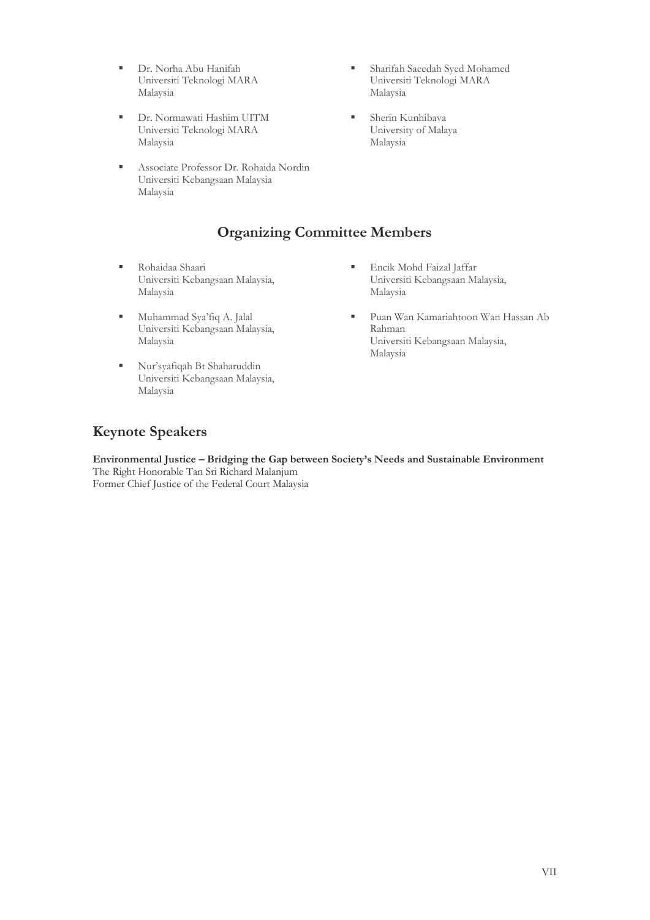- Dr. Norha Abu Hanifah
  Universiti Teknologi MARA
  Malaysia

- Dr. Normawati Hashim UITM
  Universiti Teknologi MARA
  Malaysia

- Associate Professor Dr. Rohaida Nordin
  Universiti Kebangsaan Malaysia
  Malaysia

- Sharifah Saeedah Syed Mohamed
  Universiti Teknologi MARA
  Malaysia

- Sherin Kunhibava
  University of Malaya
  Malaysia

## Organizing Committee Members

- Rohaidaa Shaari
  Universiti Kebangsaan Malaysia,
  Malaysia

- Muhammad Sya'fiq A. Jalal
  Universiti Kebangsaan Malaysia,
  Malaysia

- Nur'syafiqah Bt Shaharuddin
  Universiti Kebangsaan Malaysia,
  Malaysia

- Encik Mohd Faizal Jaffar
  Universiti Kebangsaan Malaysia,
  Malaysia

- Puan Wan Kamariahtoon Wan Hassan Ab Rahman
  Universiti Kebangsaan Malaysia,
  Malaysia

## Keynote Speakers

**Environmental Justice – Bridging the Gap between Society's Needs and Sustainable Environment**
The Right Honorable Tan Sri Richard Malanjum
Former Chief Justice of the Federal Court Malaysia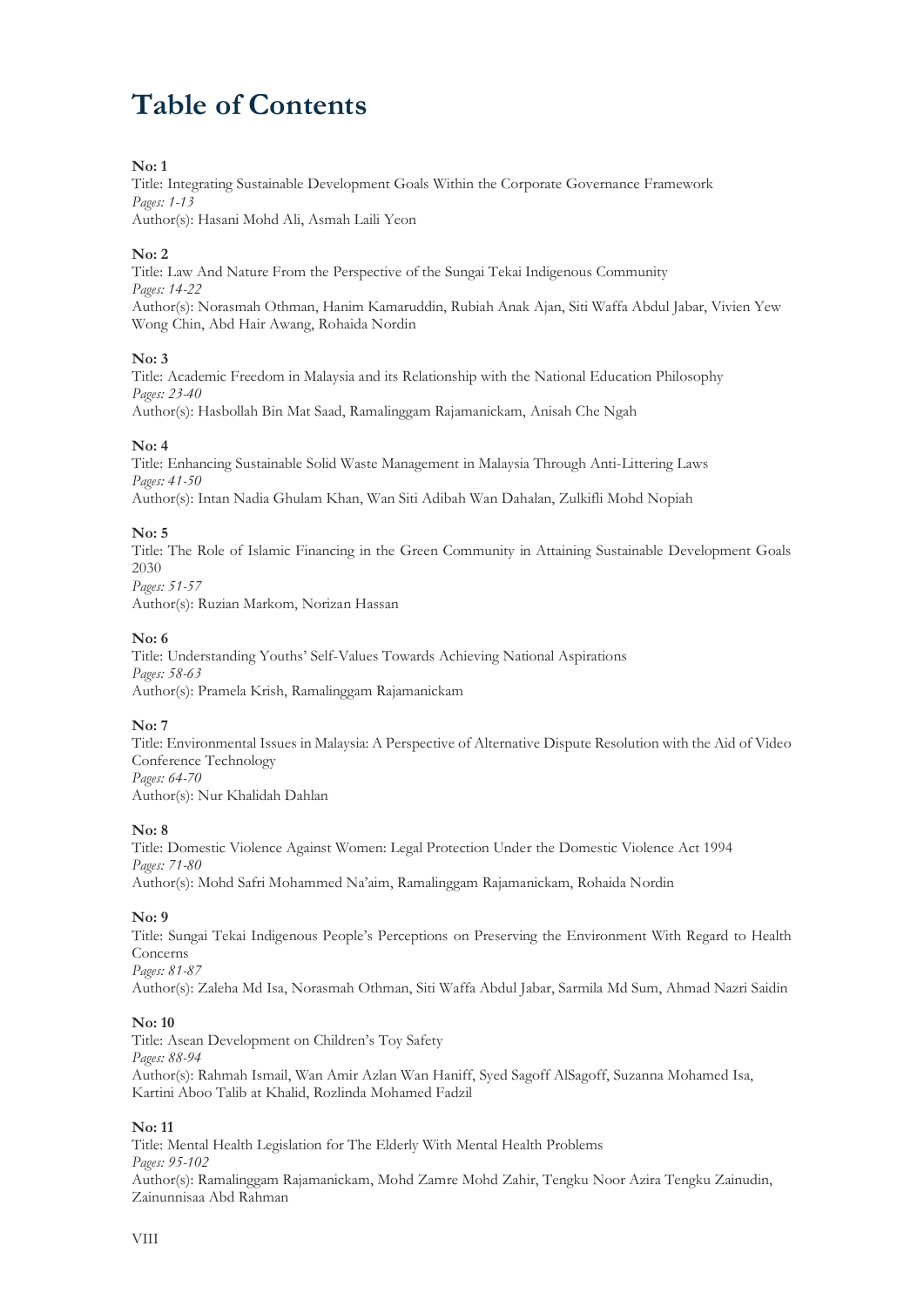# Table of Contents

**No: 1**
Title: Integrating Sustainable Development Goals Within the Corporate Governance Framework
*Pages: 1-13*
Author(s): Hasani Mohd Ali, Asmah Laili Yeon

**No: 2**
Title: Law And Nature From the Perspective of the Sungai Tekai Indigenous Community
*Pages: 14-22*
Author(s): Norasmah Othman, Hanim Kamaruddin, Rubiah Anak Ajan, Siti Waffa Abdul Jabar, Vivien Yew Wong Chin, Abd Hair Awang, Rohaida Nordin

**No: 3**
Title: Academic Freedom in Malaysia and its Relationship with the National Education Philosophy
*Pages: 23-40*
Author(s): Hasbollah Bin Mat Saad, Ramalinggam Rajamanickam, Anisah Che Ngah

**No: 4**
Title: Enhancing Sustainable Solid Waste Management in Malaysia Through Anti-Littering Laws
*Pages: 41-50*
Author(s): Intan Nadia Ghulam Khan, Wan Siti Adibah Wan Dahalan, Zulkifli Mohd Nopiah

**No: 5**
Title: The Role of Islamic Financing in the Green Community in Attaining Sustainable Development Goals 2030
*Pages: 51-57*
Author(s): Ruzian Markom, Norizan Hassan

**No: 6**
Title: Understanding Youths' Self-Values Towards Achieving National Aspirations
*Pages: 58-63*
Author(s): Pramela Krish, Ramalinggam Rajamanickam

**No: 7**
Title: Environmental Issues in Malaysia: A Perspective of Alternative Dispute Resolution with the Aid of Video Conference Technology
*Pages: 64-70*
Author(s): Nur Khalidah Dahlan

**No: 8**
Title: Domestic Violence Against Women: Legal Protection Under the Domestic Violence Act 1994
*Pages: 71-80*
Author(s): Mohd Safri Mohammed Na'aim, Ramalinggam Rajamanickam, Rohaida Nordin

**No: 9**
Title: Sungai Tekai Indigenous People's Perceptions on Preserving the Environment With Regard to Health Concerns
*Pages: 81-87*
Author(s): Zaleha Md Isa, Norasmah Othman, Siti Waffa Abdul Jabar, Sarmila Md Sum, Ahmad Nazri Saidin

**No: 10**
Title: Asean Development on Children's Toy Safety
*Pages: 88-94*
Author(s): Rahmah Ismail, Wan Amir Azlan Wan Haniff, Syed Sagoff AlSagoff, Suzanna Mohamed Isa, Kartini Aboo Talib at Khalid, Rozlinda Mohamed Fadzil

**No: 11**
Title: Mental Health Legislation for The Elderly With Mental Health Problems
*Pages: 95-102*
Author(s): Ramalinggam Rajamanickam, Mohd Zamre Mohd Zahir, Tengku Noor Azira Tengku Zainudin, Zainunnisaa Abd Rahman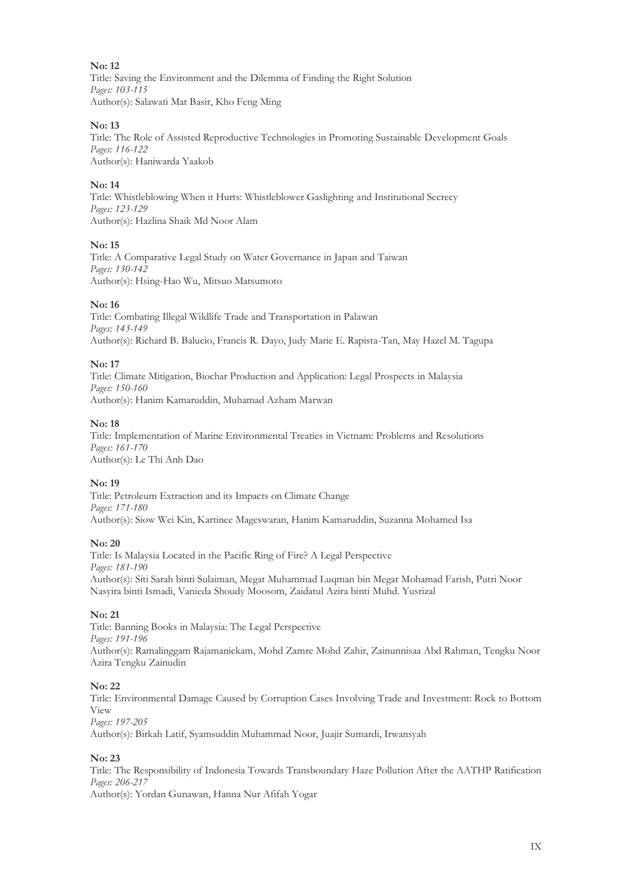**No: 12**
Title: Saving the Environment and the Dilemma of Finding the Right Solution
*Pages: 103-115*
Author(s): Salawati Mat Basir, Kho Feng Ming

**No: 13**
Title: The Role of Assisted Reproductive Technologies in Promoting Sustainable Development Goals
*Pages: 116-122*
Author(s): Haniwarda Yaakob

**No: 14**
Title: Whistleblowing When it Hurts: Whistleblower Gaslighting and Institutional Secrecy
*Pages: 123-129*
Author(s): Hazlina Shaik Md Noor Alam

**No: 15**
Title: A Comparative Legal Study on Water Governance in Japan and Taiwan
*Pages: 130-142*
Author(s): Hsing-Hao Wu, Mitsuo Matsumoto

**No: 16**
Title: Combating Illegal Wildlife Trade and Transportation in Palawan
*Pages: 143-149*
Author(s): Richard B. Balucio, Francis R. Dayo, Judy Marie E. Rapista-Tan, May Hazel M. Tagupa

**No: 17**
Title: Climate Mitigation, Biochar Production and Application: Legal Prospects in Malaysia
*Pages: 150-160*
Author(s): Hanim Kamaruddin, Muhamad Azham Marwan

**No: 18**
Title: Implementation of Marine Environmental Treaties in Vietnam: Problems and Resolutions
*Pages: 161-170*
Author(s): Le Thi Anh Dao

**No: 19**
Title: Petroleum Extraction and its Impacts on Climate Change
*Pages: 171-180*
Author(s): Siow Wei Kin, Kartinee Mageswaran, Hanim Kamaruddin, Suzanna Mohamed Isa

**No: 20**
Title: Is Malaysia Located in the Pacific Ring of Fire? A Legal Perspective
*Pages: 181-190*
Author(s): Siti Sarah binti Sulaiman, Megat Muhammad Luqman bin Megat Mohamad Farish, Putri Noor Nasyira binti Ismadi, Vanieda Shoudy Moosom, Zaidatul Azira binti Muhd. Yusrizal

**No: 21**
Title: Banning Books in Malaysia: The Legal Perspective
*Pages: 191-196*
Author(s): Ramalinggam Rajamanickam, Mohd Zamre Mohd Zahir, Zainunnisaa Abd Rahman, Tengku Noor Azira Tengku Zainudin

**No: 22**
Title: Environmental Damage Caused by Corruption Cases Involving Trade and Investment: Rock to Bottom View
*Pages: 197-205*
Author(s): Birkah Latif, Syamsuddin Muhammad Noor, Juajir Sumardi, Irwansyah

**No: 23**
Title: The Responsibility of Indonesia Towards Transboundary Haze Pollution After the AATHP Ratification
*Pages: 206-217*
Author(s): Yordan Gunawan, Hanna Nur Afifah Yogar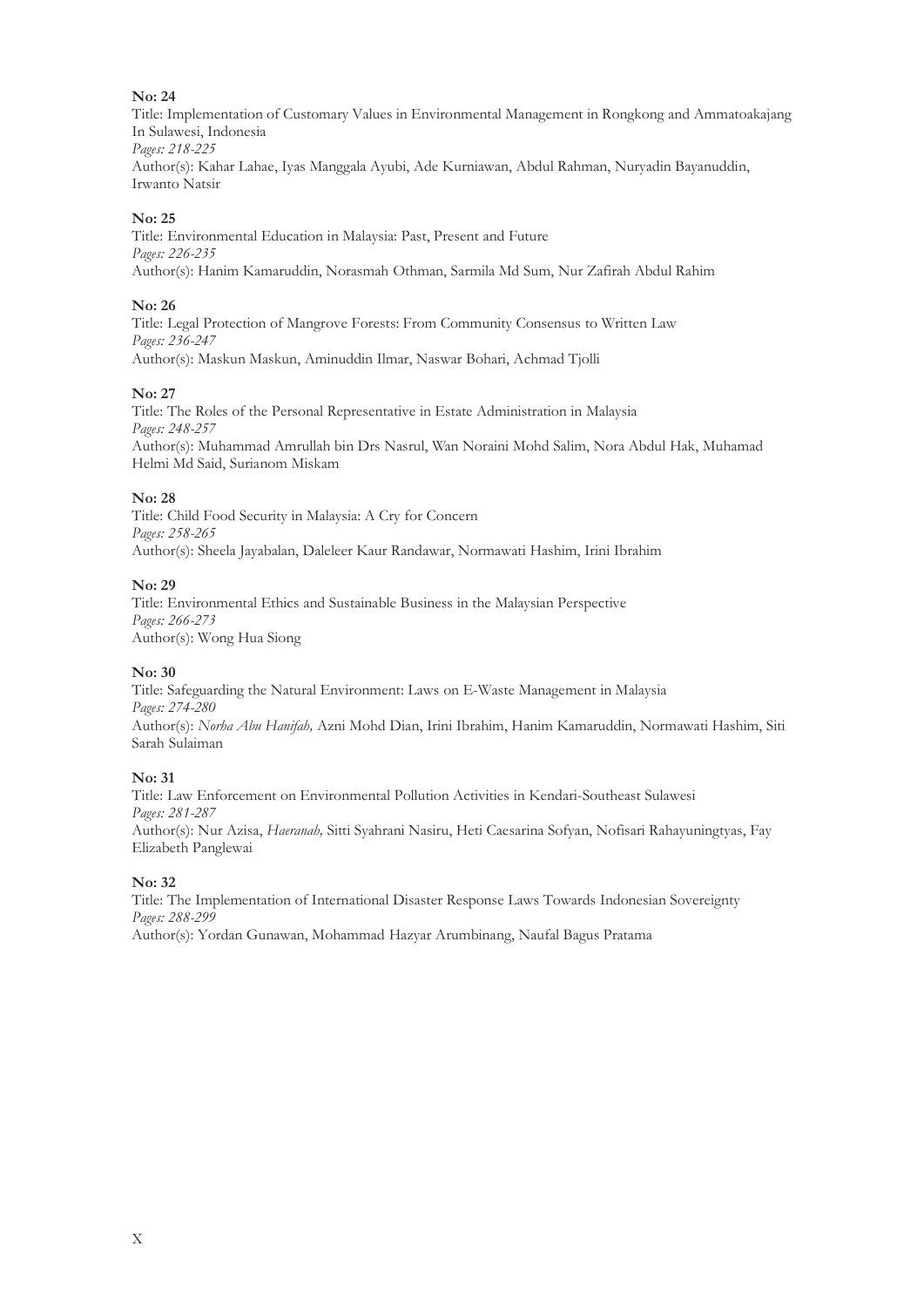**No: 24**

Title: Implementation of Customary Values in Environmental Management in Rongkong and Ammatoakajang In Sulawesi, Indonesia

*Pages: 218-225*

Author(s): Kahar Lahae, Iyas Manggala Ayubi, Ade Kurniawan, Abdul Rahman, Nuryadin Bayanuddin, Irwanto Natsir

**No: 25**

Title: Environmental Education in Malaysia: Past, Present and Future

*Pages: 226-235*

Author(s): Hanim Kamaruddin, Norasmah Othman, Sarmila Md Sum, Nur Zafirah Abdul Rahim

**No: 26**

Title: Legal Protection of Mangrove Forests: From Community Consensus to Written Law

*Pages: 236-247*

Author(s): Maskun Maskun, Aminuddin Ilmar, Naswar Bohari, Achmad Tjolli

**No: 27**

Title: The Roles of the Personal Representative in Estate Administration in Malaysia

*Pages: 248-257*

Author(s): Muhammad Amrullah bin Drs Nasrul, Wan Noraini Mohd Salim, Nora Abdul Hak, Muhamad Helmi Md Said, Surianom Miskam

**No: 28**

Title: Child Food Security in Malaysia: A Cry for Concern

*Pages: 258-265*

Author(s): Sheela Jayabalan, Daleleer Kaur Randawar, Normawati Hashim, Irini Ibrahim

**No: 29**

Title: Environmental Ethics and Sustainable Business in the Malaysian Perspective

*Pages: 266-273*

Author(s): Wong Hua Siong

**No: 30**

Title: Safeguarding the Natural Environment: Laws on E-Waste Management in Malaysia

*Pages: 274-280*

Author(s): *Norha Abu Hanifah,* Azni Mohd Dian, Irini Ibrahim, Hanim Kamaruddin, Normawati Hashim, Siti Sarah Sulaiman

**No: 31**

Title: Law Enforcement on Environmental Pollution Activities in Kendari-Southeast Sulawesi

*Pages: 281-287*

Author(s): Nur Azisa, *Haeranah,* Sitti Syahrani Nasiru, Heti Caesarina Sofyan, Nofisari Rahayuningtyas, Fay Elizabeth Panglewai

**No: 32**

Title: The Implementation of International Disaster Response Laws Towards Indonesian Sovereignty

*Pages: 288-299*

Author(s): Yordan Gunawan, Mohammad Hazyar Arumbinang, Naufal Bagus Pratama